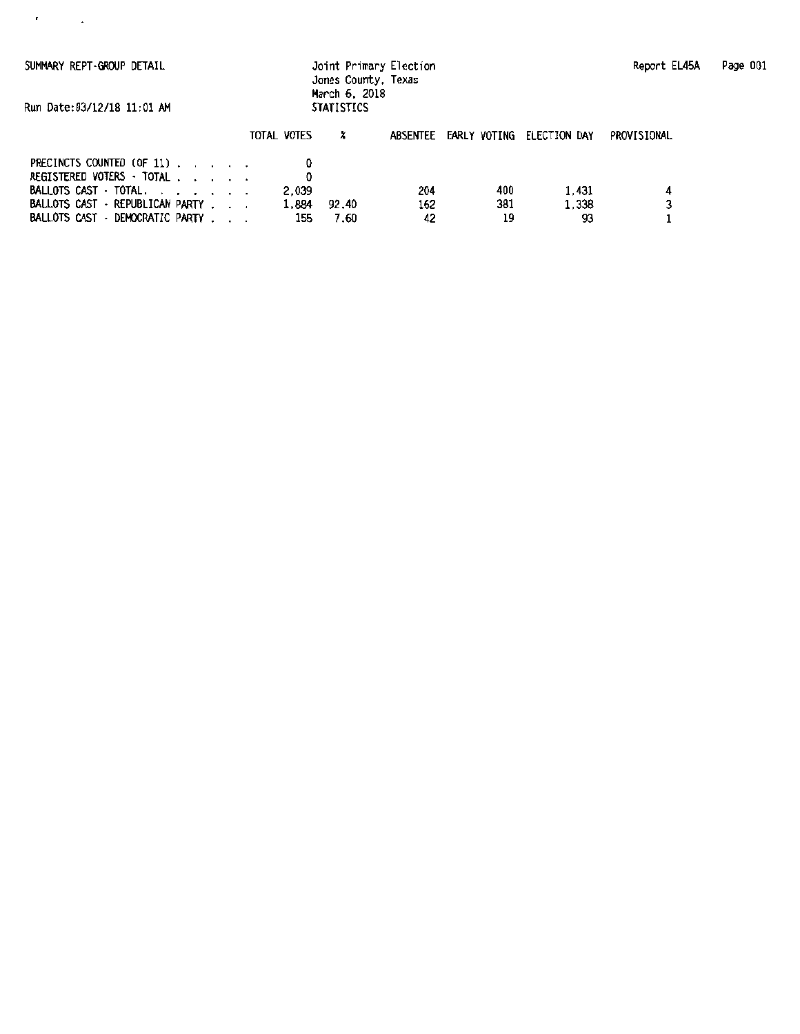SUMMARY REPT-GROUP DETAIL

Run Date:03/12/18 11:01 AM

Joint Primary Election
Jones County, Texas
March 6, 2018
STATISTICS

Report EL45A

| | TOTAL VOTES | % | ABSENTEE | EARLY VOTING | ELECTION DAY | PROVISIONAL |
|---|---|---|---|---|---|---|
| PRECINCTS COUNTED (OF 11) . . . . . . | 0 | | | | | |
| REGISTERED VOTERS - TOTAL . . . . . . | 0 | | | | | |
| BALLOTS CAST - TOTAL. . . . . . . . | 2,039 | | 204 | 400 | 1,431 | 4 |
| BALLOTS CAST - REPUBLICAN PARTY . . . | 1,884 | 92.40 | 162 | 381 | 1,338 | 3 |
| BALLOTS CAST - DEMOCRATIC PARTY . . . | 155 | 7.60 | 42 | 19 | 93 | 1 |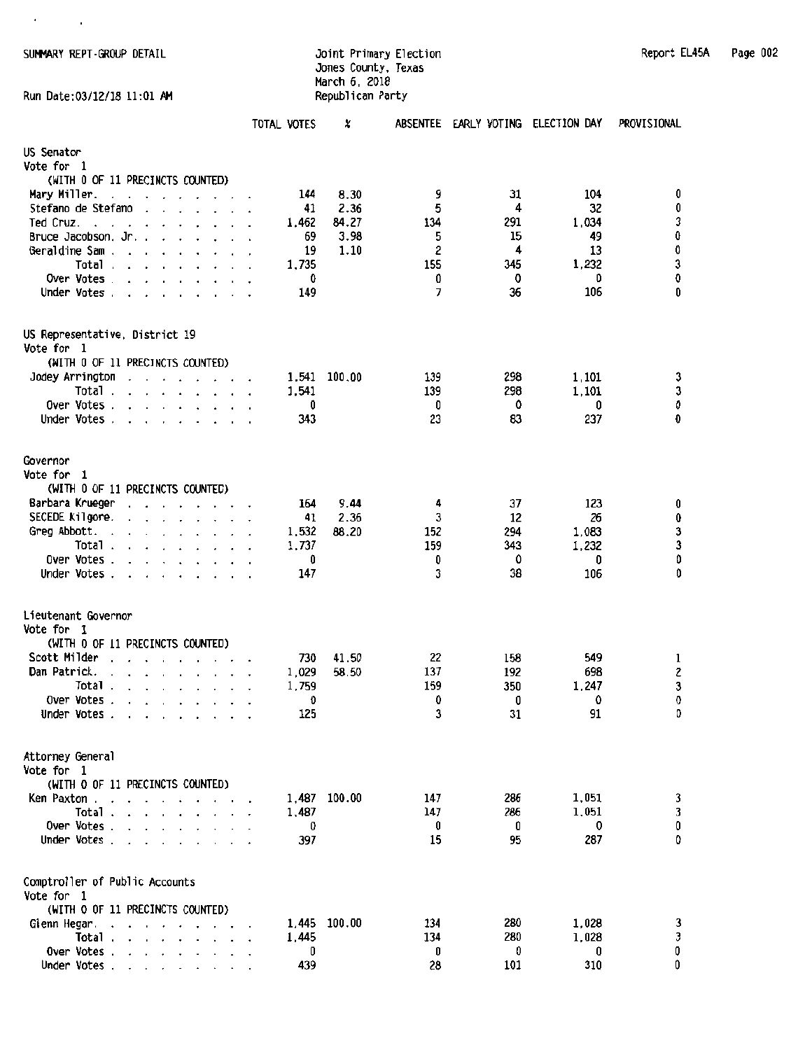SUMMARY REPT-GROUP DETAIL

Joint Primary Election
Jones County, Texas
March 6, 2018
Republican Party

Run Date:03/12/18 11:01 AM

Report EL45A

## US Senator

Vote for 1
(WITH 0 OF 11 PRECINCTS COUNTED)

| | TOTAL VOTES | % | ABSENTEE | EARLY VOTING | ELECTION DAY | PROVISIONAL |
|---|---|---|---|---|---|---|
| Mary Miller | 144 | 8.30 | 9 | 31 | 104 | 0 |
| Stefano de Stefano | 41 | 2.36 | 5 | 4 | 32 | 0 |
| Ted Cruz | 1,462 | 84.27 | 134 | 291 | 1,034 | 3 |
| Bruce Jacobson, Jr. | 69 | 3.98 | 5 | 15 | 49 | 0 |
| Geraldine Sam | 19 | 1.10 | 2 | 4 | 13 | 0 |
| Total | 1,735 | | 155 | 345 | 1,232 | 3 |
| Over Votes | 0 | | 0 | 0 | 0 | 0 |
| Under Votes | 149 | | 7 | 36 | 106 | 0 |

## US Representative, District 19

Vote for 1
(WITH 0 OF 11 PRECINCTS COUNTED)

| | TOTAL VOTES | % | ABSENTEE | EARLY VOTING | ELECTION DAY | PROVISIONAL |
|---|---|---|---|---|---|---|
| Jodey Arrington | 1,541 | 100.00 | 139 | 298 | 1,101 | 3 |
| Total | 1,541 | | 139 | 298 | 1,101 | 3 |
| Over Votes | 0 | | 0 | 0 | 0 | 0 |
| Under Votes | 343 | | 23 | 83 | 237 | 0 |

## Governor

Vote for 1
(WITH 0 OF 11 PRECINCTS COUNTED)

| | TOTAL VOTES | % | ABSENTEE | EARLY VOTING | ELECTION DAY | PROVISIONAL |
|---|---|---|---|---|---|---|
| Barbara Krueger | 164 | 9.44 | 4 | 37 | 123 | 0 |
| SECEDE Kilgore | 41 | 2.36 | 3 | 12 | 26 | 0 |
| Greg Abbott | 1,532 | 88.20 | 152 | 294 | 1,083 | 3 |
| Total | 1,737 | | 159 | 343 | 1,232 | 3 |
| Over Votes | 0 | | 0 | 0 | 0 | 0 |
| Under Votes | 147 | | 3 | 38 | 106 | 0 |

## Lieutenant Governor

Vote for 1
(WITH 0 OF 11 PRECINCTS COUNTED)

| | TOTAL VOTES | % | ABSENTEE | EARLY VOTING | ELECTION DAY | PROVISIONAL |
|---|---|---|---|---|---|---|
| Scott Milder | 730 | 41.50 | 22 | 158 | 549 | 1 |
| Dan Patrick | 1,029 | 58.50 | 137 | 192 | 698 | 2 |
| Total | 1,759 | | 159 | 350 | 1,247 | 3 |
| Over Votes | 0 | | 0 | 0 | 0 | 0 |
| Under Votes | 125 | | 3 | 31 | 91 | 0 |

## Attorney General

Vote for 1
(WITH 0 OF 11 PRECINCTS COUNTED)

| | TOTAL VOTES | % | ABSENTEE | EARLY VOTING | ELECTION DAY | PROVISIONAL |
|---|---|---|---|---|---|---|
| Ken Paxton | 1,487 | 100.00 | 147 | 286 | 1,051 | 3 |
| Total | 1,487 | | 147 | 286 | 1,051 | 3 |
| Over Votes | 0 | | 0 | 0 | 0 | 0 |
| Under Votes | 397 | | 15 | 95 | 287 | 0 |

## Comptroller of Public Accounts

Vote for 1
(WITH 0 OF 11 PRECINCTS COUNTED)

| | TOTAL VOTES | % | ABSENTEE | EARLY VOTING | ELECTION DAY | PROVISIONAL |
|---|---|---|---|---|---|---|
| Glenn Hegar | 1,445 | 100.00 | 134 | 280 | 1,028 | 3 |
| Total | 1,445 | | 134 | 280 | 1,028 | 3 |
| Over Votes | 0 | | 0 | 0 | 0 | 0 |
| Under Votes | 439 | | 28 | 101 | 310 | 0 |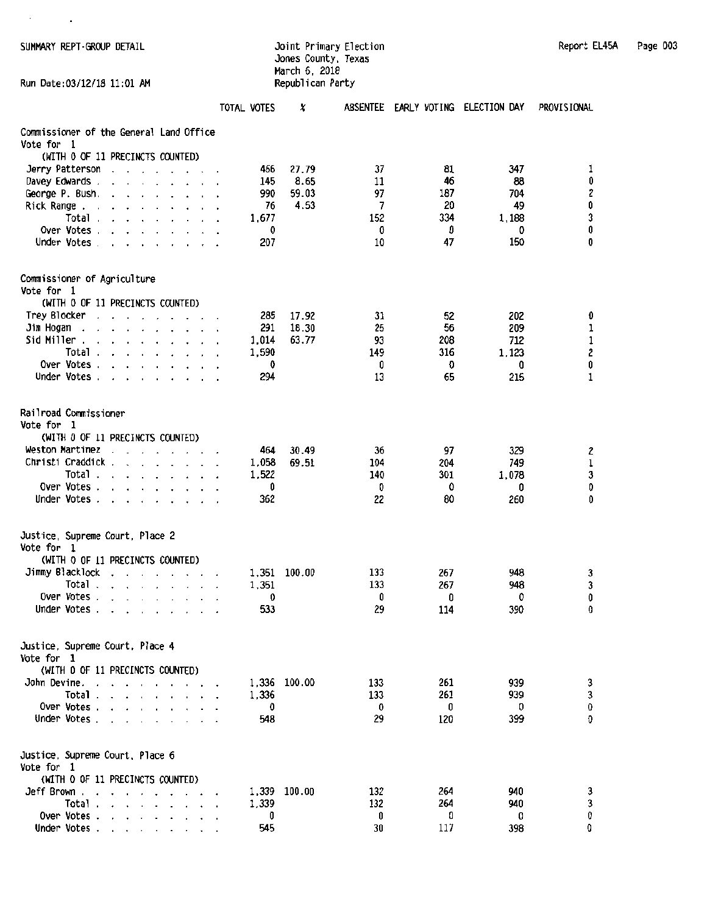SUMMARY REPT-GROUP DETAIL

Joint Primary Election
Jones County, Texas
March 6, 2018
Republican Party

Report EL45A

Run Date:03/12/18 11:01 AM

## Commissioner of the General Land Office

Vote for 1
(WITH 0 OF 11 PRECINCTS COUNTED)

| | TOTAL VOTES | % | ABSENTEE | EARLY VOTING | ELECTION DAY | PROVISIONAL |
|---|---|---|---|---|---|---|
| Jerry Patterson | 466 | 27.79 | 37 | 81 | 347 | 1 |
| Davey Edwards | 145 | 8.65 | 11 | 46 | 88 | 0 |
| George P. Bush | 990 | 59.03 | 97 | 187 | 704 | 2 |
| Rick Range | 76 | 4.53 | 7 | 20 | 49 | 0 |
| Total | 1,677 | | 152 | 334 | 1,188 | 3 |
| Over Votes | 0 | | 0 | 0 | 0 | 0 |
| Under Votes | 207 | | 10 | 47 | 150 | 0 |

## Commissioner of Agriculture

Vote for 1
(WITH 0 OF 11 PRECINCTS COUNTED)

| | TOTAL VOTES | % | ABSENTEE | EARLY VOTING | ELECTION DAY | PROVISIONAL |
|---|---|---|---|---|---|---|
| Trey Blocker | 285 | 17.92 | 31 | 52 | 202 | 0 |
| Jim Hogan | 291 | 18.30 | 25 | 56 | 209 | 1 |
| Sid Miller | 1,014 | 63.77 | 93 | 208 | 712 | 1 |
| Total | 1,590 | | 149 | 316 | 1,123 | 2 |
| Over Votes | 0 | | 0 | 0 | 0 | 0 |
| Under Votes | 294 | | 13 | 65 | 215 | 1 |

## Railroad Commissioner

Vote for 1
(WITH 0 OF 11 PRECINCTS COUNTED)

| | TOTAL VOTES | % | ABSENTEE | EARLY VOTING | ELECTION DAY | PROVISIONAL |
|---|---|---|---|---|---|---|
| Weston Martinez | 464 | 30.49 | 36 | 97 | 329 | 2 |
| Christi Craddick | 1,058 | 69.51 | 104 | 204 | 749 | 1 |
| Total | 1,522 | | 140 | 301 | 1,078 | 3 |
| Over Votes | 0 | | 0 | 0 | 0 | 0 |
| Under Votes | 362 | | 22 | 80 | 260 | 0 |

## Justice, Supreme Court, Place 2

Vote for 1
(WITH 0 OF 11 PRECINCTS COUNTED)

| | TOTAL VOTES | % | ABSENTEE | EARLY VOTING | ELECTION DAY | PROVISIONAL |
|---|---|---|---|---|---|---|
| Jimmy Blacklock | 1,351 | 100.00 | 133 | 267 | 948 | 3 |
| Total | 1,351 | | 133 | 267 | 948 | 3 |
| Over Votes | 0 | | 0 | 0 | 0 | 0 |
| Under Votes | 533 | | 29 | 114 | 390 | 0 |

## Justice, Supreme Court, Place 4

Vote for 1
(WITH 0 OF 11 PRECINCTS COUNTED)

| | TOTAL VOTES | % | ABSENTEE | EARLY VOTING | ELECTION DAY | PROVISIONAL |
|---|---|---|---|---|---|---|
| John Devine | 1,336 | 100.00 | 133 | 261 | 939 | 3 |
| Total | 1,336 | | 133 | 261 | 939 | 3 |
| Over Votes | 0 | | 0 | 0 | 0 | 0 |
| Under Votes | 548 | | 29 | 120 | 399 | 0 |

## Justice, Supreme Court, Place 6

Vote for 1
(WITH 0 OF 11 PRECINCTS COUNTED)

| | TOTAL VOTES | % | ABSENTEE | EARLY VOTING | ELECTION DAY | PROVISIONAL |
|---|---|---|---|---|---|---|
| Jeff Brown | 1,339 | 100.00 | 132 | 264 | 940 | 3 |
| Total | 1,339 | | 132 | 264 | 940 | 3 |
| Over Votes | 0 | | 0 | 0 | 0 | 0 |
| Under Votes | 545 | | 30 | 117 | 398 | 0 |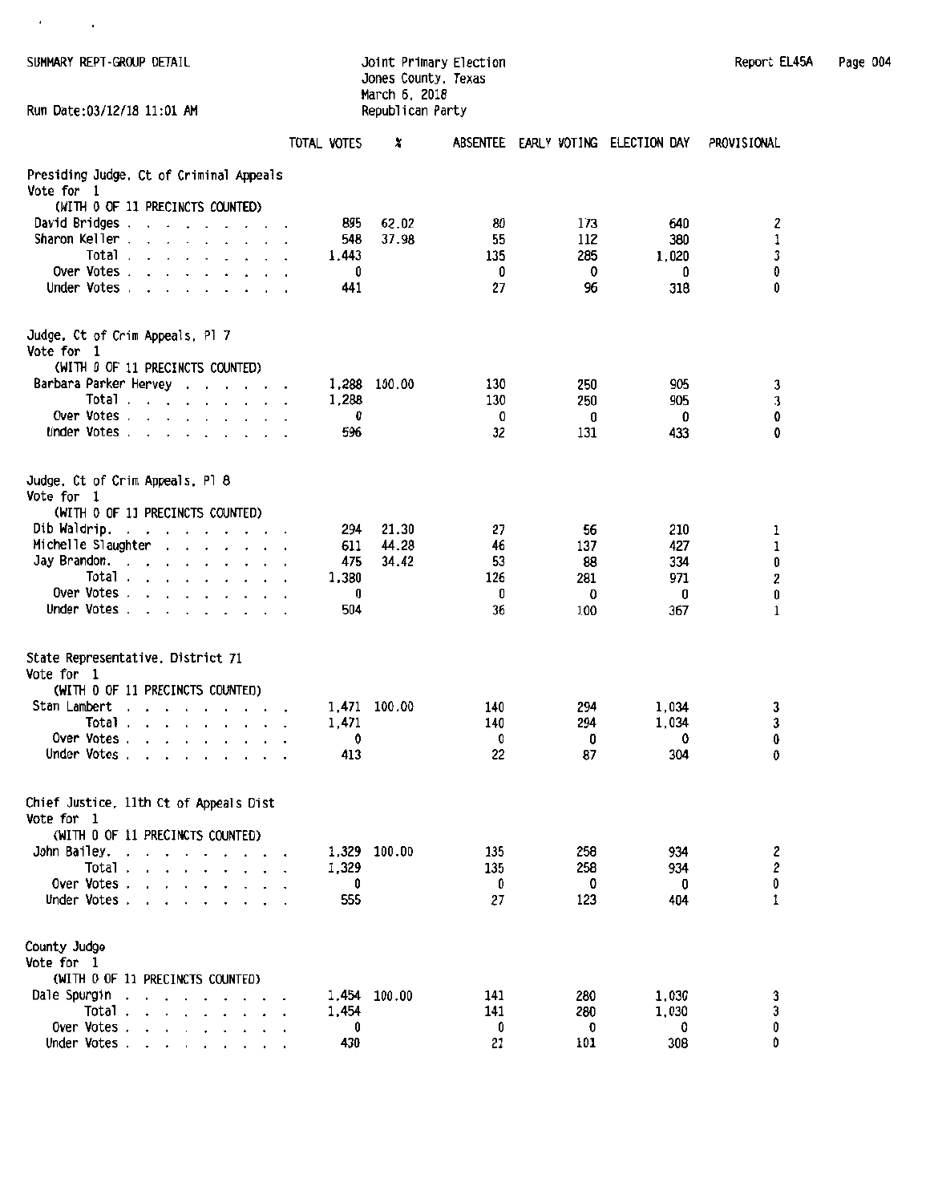SUMMARY REPT-GROUP DETAIL

Joint Primary Election
Jones County, Texas
March 6, 2018
Republican Party

Report EL45A

Run Date:03/12/18 11:01 AM

## Presiding Judge, Ct of Criminal Appeals
Vote for 1
(WITH 0 OF 11 PRECINCTS COUNTED)

| | TOTAL VOTES | % | ABSENTEE | EARLY VOTING | ELECTION DAY | PROVISIONAL |
|---|---|---|---|---|---|---|
| David Bridges | 895 | 62.02 | 80 | 173 | 640 | 2 |
| Sharon Keller | 548 | 37.98 | 55 | 112 | 380 | 1 |
| Total | 1,443 | | 135 | 285 | 1,020 | 3 |
| Over Votes | 0 | | 0 | 0 | 0 | 0 |
| Under Votes | 441 | | 27 | 96 | 318 | 0 |

## Judge, Ct of Crim Appeals, Pl 7
Vote for 1
(WITH 0 OF 11 PRECINCTS COUNTED)

| | TOTAL VOTES | % | ABSENTEE | EARLY VOTING | ELECTION DAY | PROVISIONAL |
|---|---|---|---|---|---|---|
| Barbara Parker Hervey | 1,288 | 100.00 | 130 | 250 | 905 | 3 |
| Total | 1,288 | | 130 | 250 | 905 | 3 |
| Over Votes | 0 | | 0 | 0 | 0 | 0 |
| Under Votes | 596 | | 32 | 131 | 433 | 0 |

## Judge, Ct of Crim Appeals, Pl 8
Vote for 1
(WITH 0 OF 11 PRECINCTS COUNTED)

| | TOTAL VOTES | % | ABSENTEE | EARLY VOTING | ELECTION DAY | PROVISIONAL |
|---|---|---|---|---|---|---|
| Dib Waldrip | 294 | 21.30 | 27 | 56 | 210 | 1 |
| Michelle Slaughter | 611 | 44.28 | 46 | 137 | 427 | 1 |
| Jay Brandon | 475 | 34.42 | 53 | 88 | 334 | 0 |
| Total | 1,380 | | 126 | 281 | 971 | 2 |
| Over Votes | 0 | | 0 | 0 | 0 | 0 |
| Under Votes | 504 | | 36 | 100 | 367 | 1 |

## State Representative, District 71
Vote for 1
(WITH 0 OF 11 PRECINCTS COUNTED)

| | TOTAL VOTES | % | ABSENTEE | EARLY VOTING | ELECTION DAY | PROVISIONAL |
|---|---|---|---|---|---|---|
| Stan Lambert | 1,471 | 100.00 | 140 | 294 | 1,034 | 3 |
| Total | 1,471 | | 140 | 294 | 1,034 | 3 |
| Over Votes | 0 | | 0 | 0 | 0 | 0 |
| Under Votes | 413 | | 22 | 87 | 304 | 0 |

## Chief Justice, 11th Ct of Appeals Dist
Vote for 1
(WITH 0 OF 11 PRECINCTS COUNTED)

| | TOTAL VOTES | % | ABSENTEE | EARLY VOTING | ELECTION DAY | PROVISIONAL |
|---|---|---|---|---|---|---|
| John Bailey | 1,329 | 100.00 | 135 | 258 | 934 | 2 |
| Total | 1,329 | | 135 | 258 | 934 | 2 |
| Over Votes | 0 | | 0 | 0 | 0 | 0 |
| Under Votes | 555 | | 27 | 123 | 404 | 1 |

## County Judge
Vote for 1
(WITH 0 OF 11 PRECINCTS COUNTED)

| | TOTAL VOTES | % | ABSENTEE | EARLY VOTING | ELECTION DAY | PROVISIONAL |
|---|---|---|---|---|---|---|
| Dale Spurgin | 1,454 | 100.00 | 141 | 280 | 1,030 | 3 |
| Total | 1,454 | | 141 | 280 | 1,030 | 3 |
| Over Votes | 0 | | 0 | 0 | 0 | 0 |
| Under Votes | 430 | | 21 | 101 | 308 | 0 |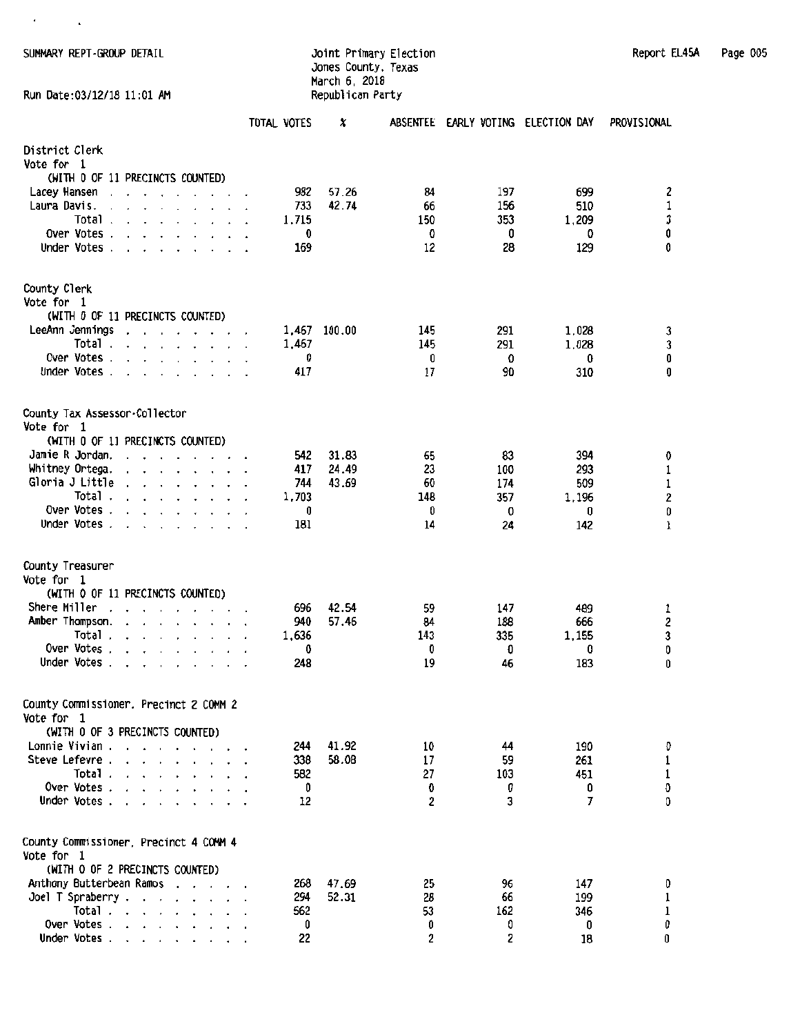SUMMARY REPT-GROUP DETAIL

Joint Primary Election
Jones County, Texas
March 6, 2018
Republican Party

Report EL45A

Run Date:03/12/18 11:01 AM

## District Clerk
Vote for 1
(WITH 0 OF 11 PRECINCTS COUNTED)

| | TOTAL VOTES | % | ABSENTEE | EARLY VOTING | ELECTION DAY | PROVISIONAL |
|---|---|---|---|---|---|---|
| Lacey Hansen | 982 | 57.26 | 84 | 197 | 699 | 2 |
| Laura Davis | 733 | 42.74 | 66 | 156 | 510 | 1 |
| Total | 1,715 | | 150 | 353 | 1,209 | 3 |
| Over Votes | 0 | | 0 | 0 | 0 | 0 |
| Under Votes | 169 | | 12 | 28 | 129 | 0 |

## County Clerk
Vote for 1
(WITH 0 OF 11 PRECINCTS COUNTED)

| | TOTAL VOTES | % | ABSENTEE | EARLY VOTING | ELECTION DAY | PROVISIONAL |
|---|---|---|---|---|---|---|
| LeeAnn Jennings | 1,467 | 100.00 | 145 | 291 | 1,028 | 3 |
| Total | 1,467 | | 145 | 291 | 1,028 | 3 |
| Over Votes | 0 | | 0 | 0 | 0 | 0 |
| Under Votes | 417 | | 17 | 90 | 310 | 0 |

## County Tax Assessor-Collector
Vote for 1
(WITH 0 OF 11 PRECINCTS COUNTED)

| | TOTAL VOTES | % | ABSENTEE | EARLY VOTING | ELECTION DAY | PROVISIONAL |
|---|---|---|---|---|---|---|
| Jamie R Jordan | 542 | 31.83 | 65 | 83 | 394 | 0 |
| Whitney Ortega | 417 | 24.49 | 23 | 100 | 293 | 1 |
| Gloria J Little | 744 | 43.69 | 60 | 174 | 509 | 1 |
| Total | 1,703 | | 148 | 357 | 1,196 | 2 |
| Over Votes | 0 | | 0 | 0 | 0 | 0 |
| Under Votes | 181 | | 14 | 24 | 142 | 1 |

## County Treasurer
Vote for 1
(WITH 0 OF 11 PRECINCTS COUNTED)

| | TOTAL VOTES | % | ABSENTEE | EARLY VOTING | ELECTION DAY | PROVISIONAL |
|---|---|---|---|---|---|---|
| Shere Miller | 696 | 42.54 | 59 | 147 | 489 | 1 |
| Amber Thompson | 940 | 57.46 | 84 | 188 | 666 | 2 |
| Total | 1,636 | | 143 | 335 | 1,155 | 3 |
| Over Votes | 0 | | 0 | 0 | 0 | 0 |
| Under Votes | 248 | | 19 | 46 | 183 | 0 |

## County Commissioner, Precinct 2 COMM 2
Vote for 1
(WITH 0 OF 3 PRECINCTS COUNTED)

| | TOTAL VOTES | % | ABSENTEE | EARLY VOTING | ELECTION DAY | PROVISIONAL |
|---|---|---|---|---|---|---|
| Lonnie Vivian | 244 | 41.92 | 10 | 44 | 190 | 0 |
| Steve Lefevre | 338 | 58.08 | 17 | 59 | 261 | 1 |
| Total | 582 | | 27 | 103 | 451 | 1 |
| Over Votes | 0 | | 0 | 0 | 0 | 0 |
| Under Votes | 12 | | 2 | 3 | 7 | 0 |

## County Commissioner, Precinct 4 COMM 4
Vote for 1
(WITH 0 OF 2 PRECINCTS COUNTED)

| | TOTAL VOTES | % | ABSENTEE | EARLY VOTING | ELECTION DAY | PROVISIONAL |
|---|---|---|---|---|---|---|
| Anthony Butterbean Ramos | 268 | 47.69 | 25 | 96 | 147 | 0 |
| Joel T Spraberry | 294 | 52.31 | 28 | 66 | 199 | 1 |
| Total | 562 | | 53 | 162 | 346 | 1 |
| Over Votes | 0 | | 0 | 0 | 0 | 0 |
| Under Votes | 22 | | 2 | 2 | 18 | 0 |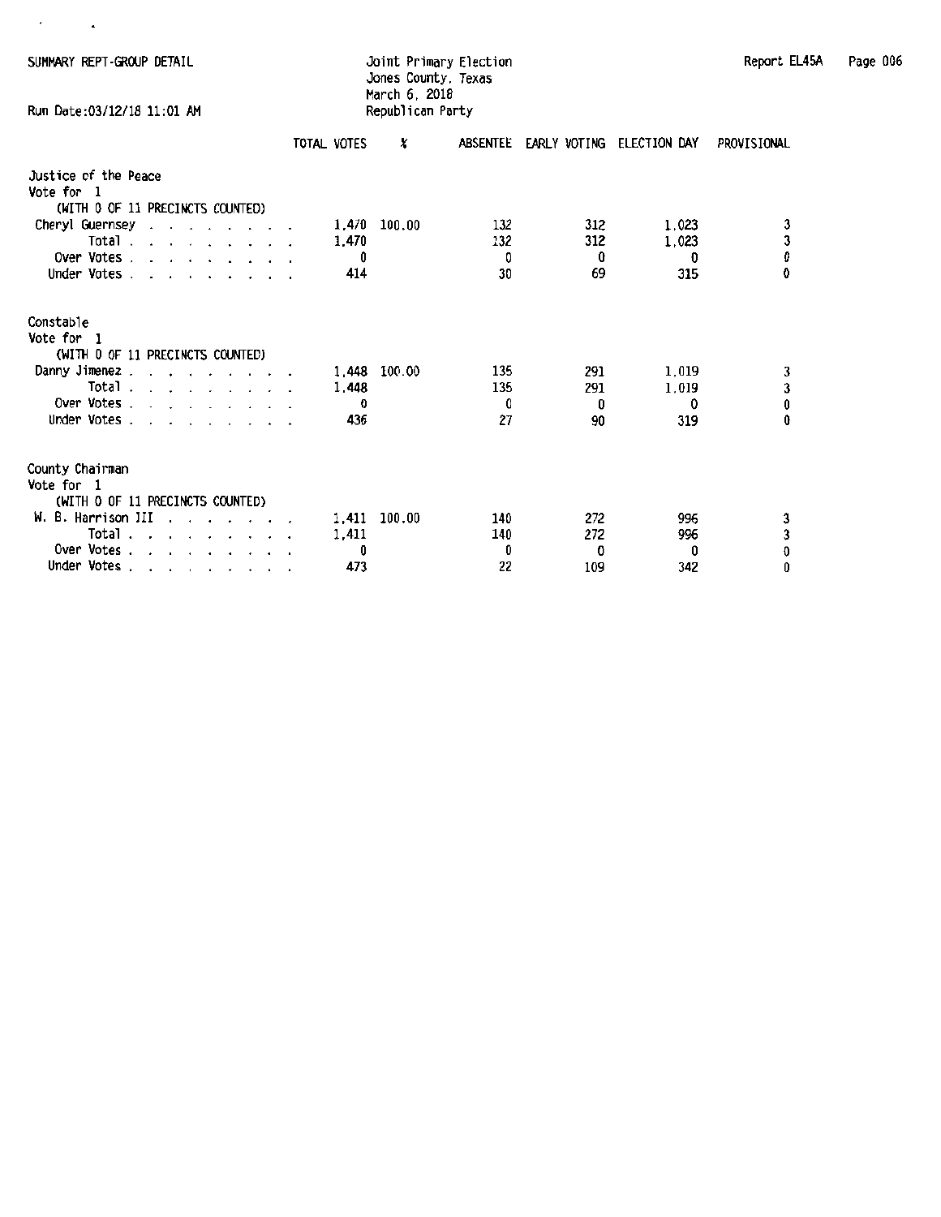SUMMARY REPT-GROUP DETAIL

Run Date:03/12/18 11:01 AM

Joint Primary Election
Jones County, Texas
March 6, 2018
Republican Party

Report EL45A

## Justice of the Peace
Vote for 1
(WITH 0 OF 11 PRECINCTS COUNTED)

| | TOTAL VOTES | % | ABSENTEE | EARLY VOTING | ELECTION DAY | PROVISIONAL |
|---|---|---|---|---|---|---|
| Cheryl Guernsey | 1,470 | 100.00 | 132 | 312 | 1,023 | 3 |
| Total | 1,470 | | 132 | 312 | 1,023 | 3 |
| Over Votes | 0 | | 0 | 0 | 0 | 0 |
| Under Votes | 414 | | 30 | 69 | 315 | 0 |

## Constable
Vote for 1
(WITH 0 OF 11 PRECINCTS COUNTED)

| | TOTAL VOTES | % | ABSENTEE | EARLY VOTING | ELECTION DAY | PROVISIONAL |
|---|---|---|---|---|---|---|
| Danny Jimenez | 1,448 | 100.00 | 135 | 291 | 1,019 | 3 |
| Total | 1,448 | | 135 | 291 | 1,019 | 3 |
| Over Votes | 0 | | 0 | 0 | 0 | 0 |
| Under Votes | 436 | | 27 | 90 | 319 | 0 |

## County Chairman
Vote for 1
(WITH 0 OF 11 PRECINCTS COUNTED)

| | TOTAL VOTES | % | ABSENTEE | EARLY VOTING | ELECTION DAY | PROVISIONAL |
|---|---|---|---|---|---|---|
| W. B. Harrison III | 1,411 | 100.00 | 140 | 272 | 996 | 3 |
| Total | 1,411 | | 140 | 272 | 996 | 3 |
| Over Votes | 0 | | 0 | 0 | 0 | 0 |
| Under Votes | 473 | | 22 | 109 | 342 | 0 |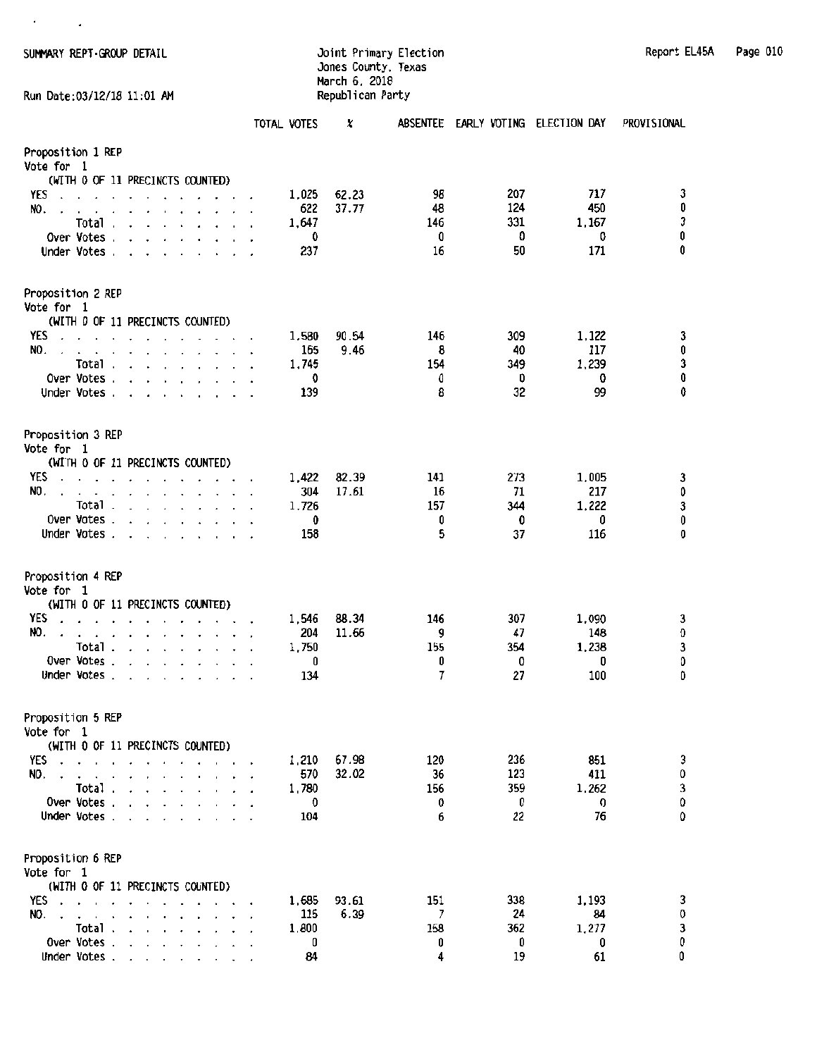SUMMARY REPT-GROUP DETAIL

Joint Primary Election
Jones County, Texas
March 6, 2018
Republican Party

Report EL45A

Run Date:03/12/18 11:01 AM

| | TOTAL VOTES | % | ABSENTEE | EARLY VOTING | ELECTION DAY | PROVISIONAL |
|---|---|---|---|---|---|---|
| **Proposition 1 REP** | | | | | | |
| Vote for 1 | | | | | | |
| (WITH 0 OF 11 PRECINCTS COUNTED) | | | | | | |
| YES | 1,025 | 62.23 | 98 | 207 | 717 | 3 |
| NO. | 622 | 37.77 | 48 | 124 | 450 | 0 |
| Total | 1,647 | | 146 | 331 | 1,167 | 3 |
| Over Votes | 0 | | 0 | 0 | 0 | 0 |
| Under Votes | 237 | | 16 | 50 | 171 | 0 |
| **Proposition 2 REP** | | | | | | |
| Vote for 1 | | | | | | |
| (WITH 0 OF 11 PRECINCTS COUNTED) | | | | | | |
| YES | 1,580 | 90.54 | 146 | 309 | 1,122 | 3 |
| NO. | 165 | 9.46 | 8 | 40 | 117 | 0 |
| Total | 1,745 | | 154 | 349 | 1,239 | 3 |
| Over Votes | 0 | | 0 | 0 | 0 | 0 |
| Under Votes | 139 | | 8 | 32 | 99 | 0 |
| **Proposition 3 REP** | | | | | | |
| Vote for 1 | | | | | | |
| (WITH 0 OF 11 PRECINCTS COUNTED) | | | | | | |
| YES | 1,422 | 82.39 | 141 | 273 | 1,005 | 3 |
| NO. | 304 | 17.61 | 16 | 71 | 217 | 0 |
| Total | 1,726 | | 157 | 344 | 1,222 | 3 |
| Over Votes | 0 | | 0 | 0 | 0 | 0 |
| Under Votes | 158 | | 5 | 37 | 116 | 0 |
| **Proposition 4 REP** | | | | | | |
| Vote for 1 | | | | | | |
| (WITH 0 OF 11 PRECINCTS COUNTED) | | | | | | |
| YES | 1,546 | 88.34 | 146 | 307 | 1,090 | 3 |
| NO. | 204 | 11.66 | 9 | 47 | 148 | 0 |
| Total | 1,750 | | 155 | 354 | 1,238 | 3 |
| Over Votes | 0 | | 0 | 0 | 0 | 0 |
| Under Votes | 134 | | 7 | 27 | 100 | 0 |
| **Proposition 5 REP** | | | | | | |
| Vote for 1 | | | | | | |
| (WITH 0 OF 11 PRECINCTS COUNTED) | | | | | | |
| YES | 1,210 | 67.98 | 120 | 236 | 851 | 3 |
| NO. | 570 | 32.02 | 36 | 123 | 411 | 0 |
| Total | 1,780 | | 156 | 359 | 1,262 | 3 |
| Over Votes | 0 | | 0 | 0 | 0 | 0 |
| Under Votes | 104 | | 6 | 22 | 76 | 0 |
| **Proposition 6 REP** | | | | | | |
| Vote for 1 | | | | | | |
| (WITH 0 OF 11 PRECINCTS COUNTED) | | | | | | |
| YES | 1,685 | 93.61 | 151 | 338 | 1,193 | 3 |
| NO. | 115 | 6.39 | 7 | 24 | 84 | 0 |
| Total | 1,800 | | 158 | 362 | 1,277 | 3 |
| Over Votes | 0 | | 0 | 0 | 0 | 0 |
| Under Votes | 84 | | 4 | 19 | 61 | 0 |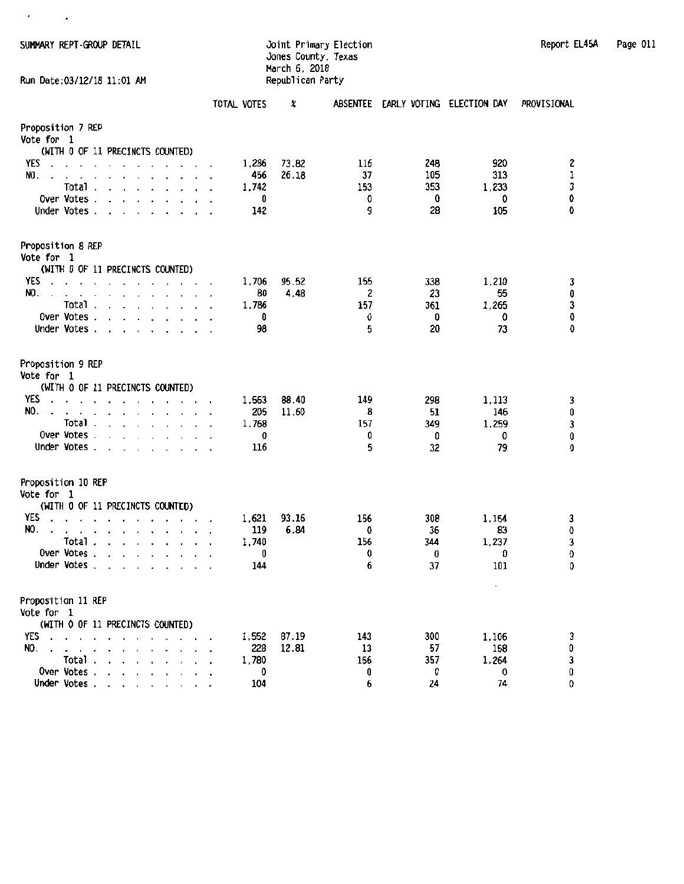SUMMARY REPT-GROUP DETAIL

Joint Primary Election
Jones County, Texas
March 6, 2018
Republican Party

Report EL45A Page 011

Run Date:03/12/18 11:01 AM

| | TOTAL VOTES | % | ABSENTEE | EARLY VOTING | ELECTION DAY | PROVISIONAL |
|---|---|---|---|---|---|---|
| **Proposition 7 REP** | | | | | | |
| Vote for 1 | | | | | | |
| (WITH 0 OF 11 PRECINCTS COUNTED) | | | | | | |
| YES | 1,286 | 73.82 | 116 | 248 | 920 | 2 |
| NO | 456 | 26.18 | 37 | 105 | 313 | 1 |
| Total | 1,742 | | 153 | 353 | 1,233 | 3 |
| Over Votes | 0 | | 0 | 0 | 0 | 0 |
| Under Votes | 142 | | 9 | 28 | 105 | 0 |
| **Proposition 8 REP** | | | | | | |
| Vote for 1 | | | | | | |
| (WITH 0 OF 11 PRECINCTS COUNTED) | | | | | | |
| YES | 1,706 | 95.52 | 155 | 338 | 1,210 | 3 |
| NO | 80 | 4.48 | 2 | 23 | 55 | 0 |
| Total | 1,786 | | 157 | 361 | 1,265 | 3 |
| Over Votes | 0 | | 0 | 0 | 0 | 0 |
| Under Votes | 98 | | 5 | 20 | 73 | 0 |
| **Proposition 9 REP** | | | | | | |
| Vote for 1 | | | | | | |
| (WITH 0 OF 11 PRECINCTS COUNTED) | | | | | | |
| YES | 1,563 | 88.40 | 149 | 298 | 1,113 | 3 |
| NO | 205 | 11.60 | 8 | 51 | 146 | 0 |
| Total | 1,768 | | 157 | 349 | 1,259 | 3 |
| Over Votes | 0 | | 0 | 0 | 0 | 0 |
| Under Votes | 116 | | 5 | 32 | 79 | 0 |
| **Proposition 10 REP** | | | | | | |
| Vote for 1 | | | | | | |
| (WITH 0 OF 11 PRECINCTS COUNTED) | | | | | | |
| YES | 1,621 | 93.16 | 156 | 308 | 1,154 | 3 |
| NO | 119 | 6.84 | 0 | 36 | 83 | 0 |
| Total | 1,740 | | 156 | 344 | 1,237 | 3 |
| Over Votes | 0 | | 0 | 0 | 0 | 0 |
| Under Votes | 144 | | 6 | 37 | 101 | 0 |
| **Proposition 11 REP** | | | | | | |
| Vote for 1 | | | | | | |
| (WITH 0 OF 11 PRECINCTS COUNTED) | | | | | | |
| YES | 1,552 | 87.19 | 143 | 300 | 1,106 | 3 |
| NO | 228 | 12.81 | 13 | 57 | 158 | 0 |
| Total | 1,780 | | 156 | 357 | 1,264 | 3 |
| Over Votes | 0 | | 0 | 0 | 0 | 0 |
| Under Votes | 104 | | 6 | 24 | 74 | 0 |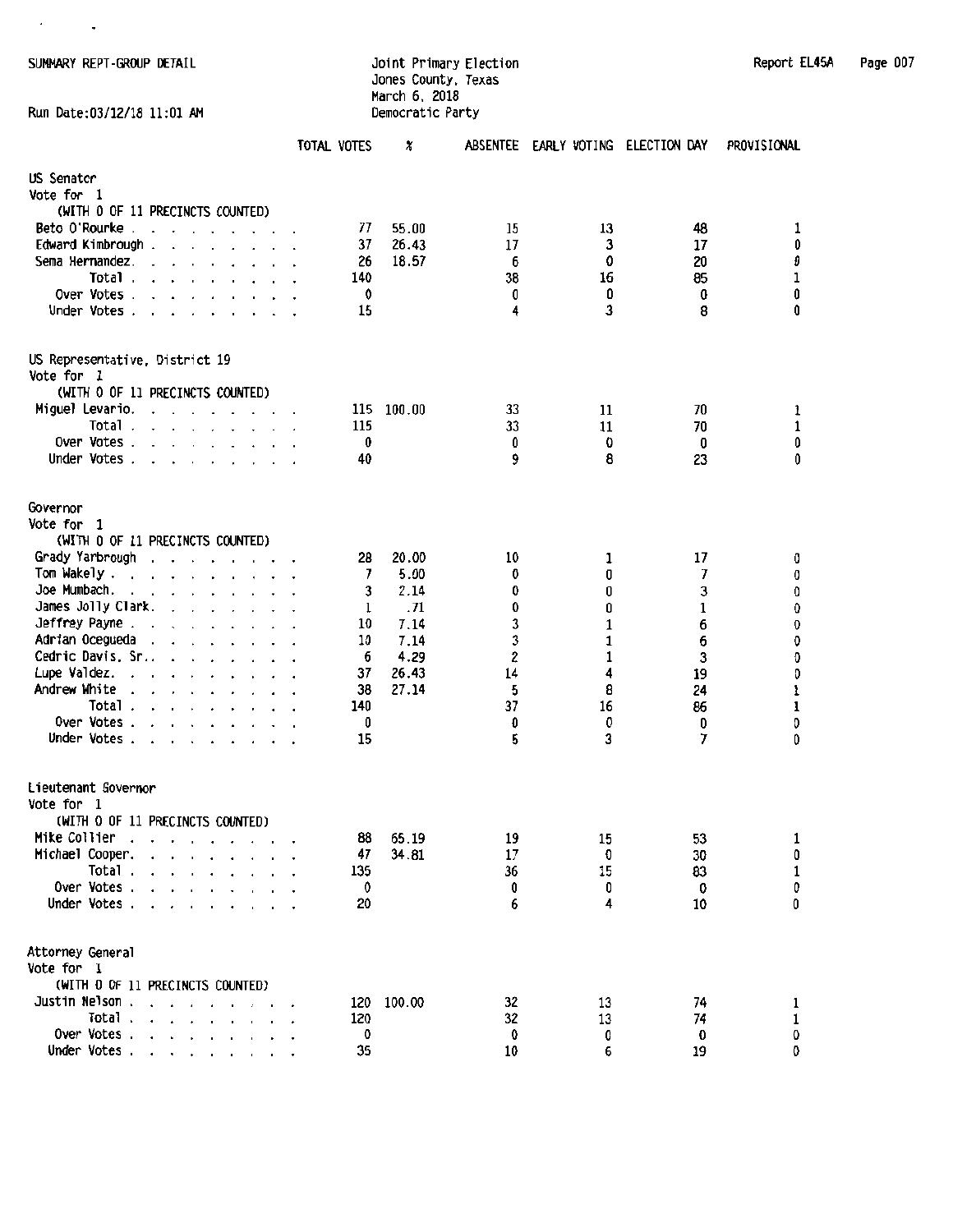SUMMARY REPT-GROUP DETAIL

Joint Primary Election
Jones County, Texas
March 6, 2018
Democratic Party

Report EL45A

Run Date:03/12/18 11:01 AM

## US Senator
Vote for 1
(WITH 0 OF 11 PRECINCTS COUNTED)

| | TOTAL VOTES | % | ABSENTEE | EARLY VOTING | ELECTION DAY | PROVISIONAL |
|---|---|---|---|---|---|---|
| Beto O'Rourke | 77 | 55.00 | 15 | 13 | 48 | 1 |
| Edward Kimbrough | 37 | 26.43 | 17 | 3 | 17 | 0 |
| Sema Hernandez | 26 | 18.57 | 6 | 0 | 20 | 0 |
| Total | 140 | | 38 | 16 | 85 | 1 |
| Over Votes | 0 | | 0 | 0 | 0 | 0 |
| Under Votes | 15 | | 4 | 3 | 8 | 0 |

## US Representative, District 19
Vote for 1
(WITH 0 OF 11 PRECINCTS COUNTED)

| | TOTAL VOTES | % | ABSENTEE | EARLY VOTING | ELECTION DAY | PROVISIONAL |
|---|---|---|---|---|---|---|
| Miguel Levario | 115 | 100.00 | 33 | 11 | 70 | 1 |
| Total | 115 | | 33 | 11 | 70 | 1 |
| Over Votes | 0 | | 0 | 0 | 0 | 0 |
| Under Votes | 40 | | 9 | 8 | 23 | 0 |

## Governor
Vote for 1
(WITH 0 OF 11 PRECINCTS COUNTED)

| | TOTAL VOTES | % | ABSENTEE | EARLY VOTING | ELECTION DAY | PROVISIONAL |
|---|---|---|---|---|---|---|
| Grady Yarbrough | 28 | 20.00 | 10 | 1 | 17 | 0 |
| Tom Wakely | 7 | 5.00 | 0 | 0 | 7 | 0 |
| Joe Mumbach | 3 | 2.14 | 0 | 0 | 3 | 0 |
| James Jolly Clark | 1 | .71 | 0 | 0 | 1 | 0 |
| Jeffrey Payne | 10 | 7.14 | 3 | 1 | 6 | 0 |
| Adrian Ocegueda | 10 | 7.14 | 3 | 1 | 6 | 0 |
| Cedric Davis, Sr. | 6 | 4.29 | 2 | 1 | 3 | 0 |
| Lupe Valdez | 37 | 26.43 | 14 | 4 | 19 | 0 |
| Andrew White | 38 | 27.14 | 5 | 8 | 24 | 1 |
| Total | 140 | | 37 | 16 | 86 | 1 |
| Over Votes | 0 | | 0 | 0 | 0 | 0 |
| Under Votes | 15 | | 5 | 3 | 7 | 0 |

## Lieutenant Governor
Vote for 1
(WITH 0 OF 11 PRECINCTS COUNTED)

| | TOTAL VOTES | % | ABSENTEE | EARLY VOTING | ELECTION DAY | PROVISIONAL |
|---|---|---|---|---|---|---|
| Mike Collier | 88 | 65.19 | 19 | 15 | 53 | 1 |
| Michael Cooper | 47 | 34.81 | 17 | 0 | 30 | 0 |
| Total | 135 | | 36 | 15 | 83 | 1 |
| Over Votes | 0 | | 0 | 0 | 0 | 0 |
| Under Votes | 20 | | 6 | 4 | 10 | 0 |

## Attorney General
Vote for 1
(WITH 0 OF 11 PRECINCTS COUNTED)

| | TOTAL VOTES | % | ABSENTEE | EARLY VOTING | ELECTION DAY | PROVISIONAL |
|---|---|---|---|---|---|---|
| Justin Nelson | 120 | 100.00 | 32 | 13 | 74 | 1 |
| Total | 120 | | 32 | 13 | 74 | 1 |
| Over Votes | 0 | | 0 | 0 | 0 | 0 |
| Under Votes | 35 | | 10 | 6 | 19 | 0 |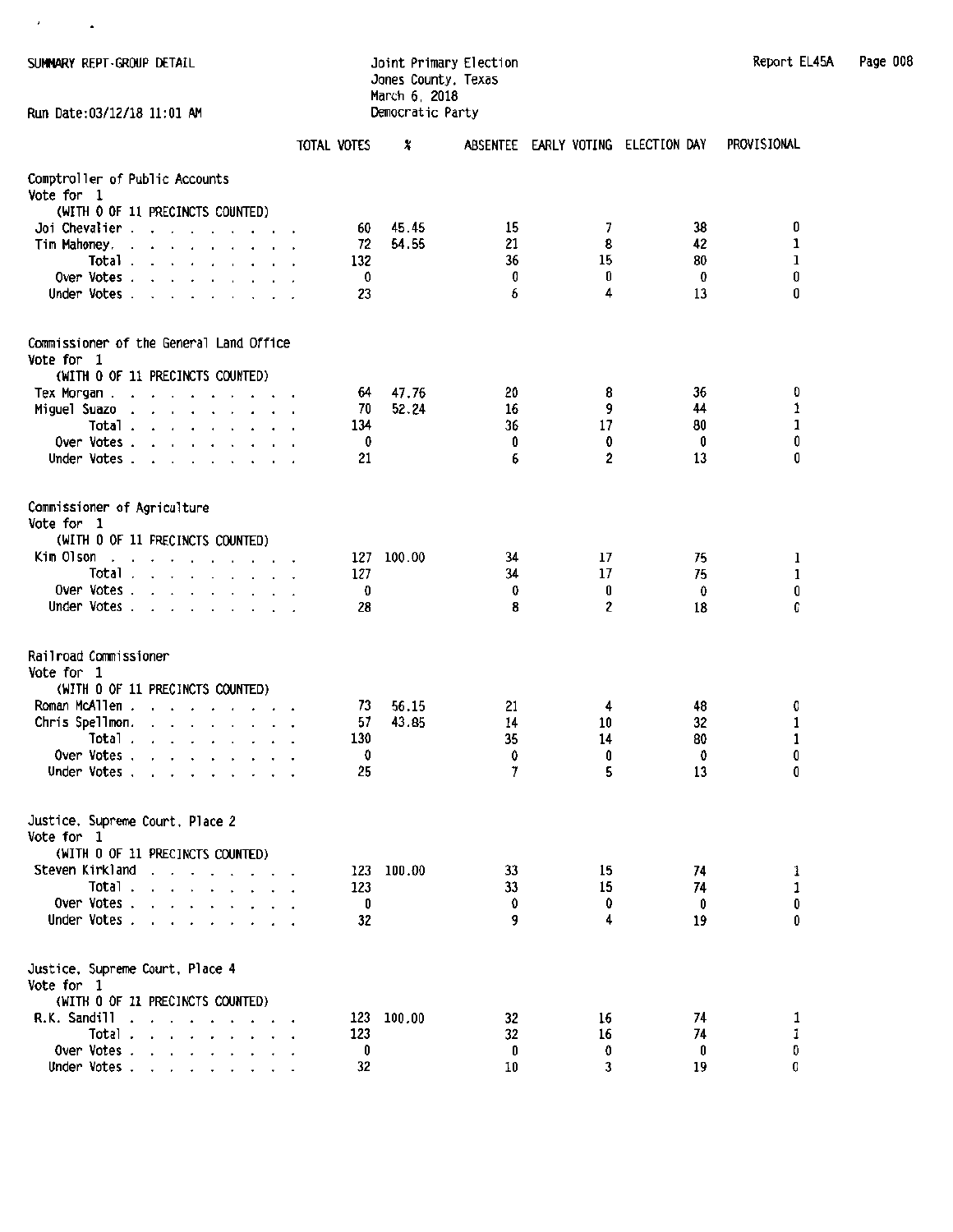SUMMARY REPT-GROUP DETAIL

Run Date:03/12/18 11:01 AM

Joint Primary Election
Jones County, Texas
March 6, 2018
Democratic Party

Report EL45A

## Comptroller of Public Accounts
Vote for 1
(WITH 0 OF 11 PRECINCTS COUNTED)

| | TOTAL VOTES | % | ABSENTEE | EARLY VOTING | ELECTION DAY | PROVISIONAL |
|---|---|---|---|---|---|---|
| Joi Chevalier | 60 | 45.45 | 15 | 7 | 38 | 0 |
| Tim Mahoney | 72 | 54.55 | 21 | 8 | 42 | 1 |
| Total | 132 | | 36 | 15 | 80 | 1 |
| Over Votes | 0 | | 0 | 0 | 0 | 0 |
| Under Votes | 23 | | 6 | 4 | 13 | 0 |

## Commissioner of the General Land Office
Vote for 1
(WITH 0 OF 11 PRECINCTS COUNTED)

| | TOTAL VOTES | % | ABSENTEE | EARLY VOTING | ELECTION DAY | PROVISIONAL |
|---|---|---|---|---|---|---|
| Tex Morgan | 64 | 47.76 | 20 | 8 | 36 | 0 |
| Miguel Suazo | 70 | 52.24 | 16 | 9 | 44 | 1 |
| Total | 134 | | 36 | 17 | 80 | 1 |
| Over Votes | 0 | | 0 | 0 | 0 | 0 |
| Under Votes | 21 | | 6 | 2 | 13 | 0 |

## Commissioner of Agriculture
Vote for 1
(WITH 0 OF 11 PRECINCTS COUNTED)

| | TOTAL VOTES | % | ABSENTEE | EARLY VOTING | ELECTION DAY | PROVISIONAL |
|---|---|---|---|---|---|---|
| Kim Olson | 127 | 100.00 | 34 | 17 | 75 | 1 |
| Total | 127 | | 34 | 17 | 75 | 1 |
| Over Votes | 0 | | 0 | 0 | 0 | 0 |
| Under Votes | 28 | | 8 | 2 | 18 | 0 |

## Railroad Commissioner
Vote for 1
(WITH 0 OF 11 PRECINCTS COUNTED)

| | TOTAL VOTES | % | ABSENTEE | EARLY VOTING | ELECTION DAY | PROVISIONAL |
|---|---|---|---|---|---|---|
| Roman McAllen | 73 | 56.15 | 21 | 4 | 48 | 0 |
| Chris Spellmon | 57 | 43.85 | 14 | 10 | 32 | 1 |
| Total | 130 | | 35 | 14 | 80 | 1 |
| Over Votes | 0 | | 0 | 0 | 0 | 0 |
| Under Votes | 25 | | 7 | 5 | 13 | 0 |

## Justice, Supreme Court, Place 2
Vote for 1
(WITH 0 OF 11 PRECINCTS COUNTED)

| | TOTAL VOTES | % | ABSENTEE | EARLY VOTING | ELECTION DAY | PROVISIONAL |
|---|---|---|---|---|---|---|
| Steven Kirkland | 123 | 100.00 | 33 | 15 | 74 | 1 |
| Total | 123 | | 33 | 15 | 74 | 1 |
| Over Votes | 0 | | 0 | 0 | 0 | 0 |
| Under Votes | 32 | | 9 | 4 | 19 | 0 |

## Justice, Supreme Court, Place 4
Vote for 1
(WITH 0 OF 11 PRECINCTS COUNTED)

| | TOTAL VOTES | % | ABSENTEE | EARLY VOTING | ELECTION DAY | PROVISIONAL |
|---|---|---|---|---|---|---|
| R.K. Sandill | 123 | 100.00 | 32 | 16 | 74 | 1 |
| Total | 123 | | 32 | 16 | 74 | 1 |
| Over Votes | 0 | | 0 | 0 | 0 | 0 |
| Under Votes | 32 | | 10 | 3 | 19 | 0 |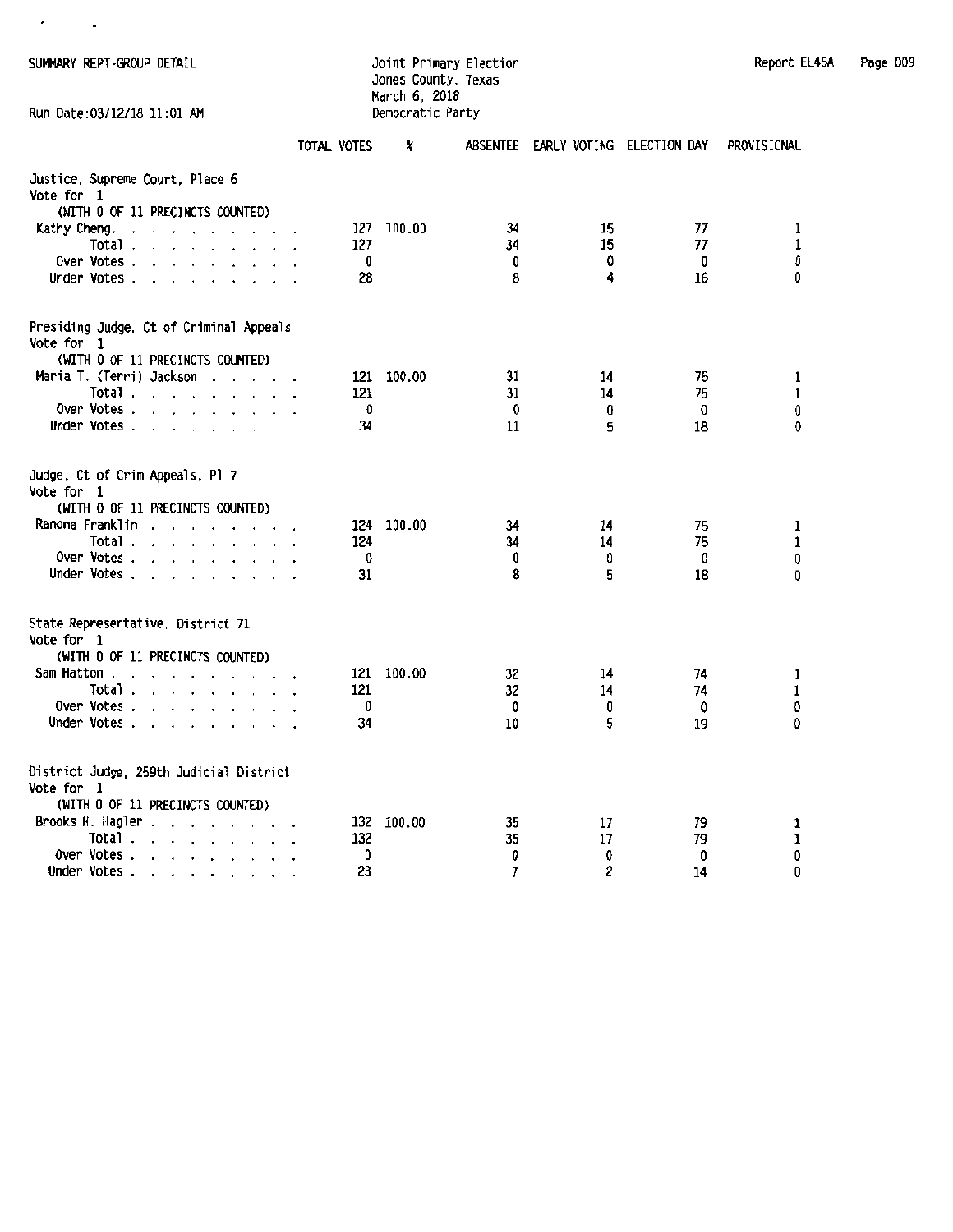SUMMARY REPT-GROUP DETAIL

Run Date:03/12/18 11:01 AM

Joint Primary Election
Jones County, Texas
March 6, 2018
Democratic Party

Report EL45A

## Justice, Supreme Court, Place 6

Vote for 1
(WITH 0 OF 11 PRECINCTS COUNTED)

| | TOTAL VOTES | % | ABSENTEE | EARLY VOTING | ELECTION DAY | PROVISIONAL |
|---|---|---|---|---|---|---|
| Kathy Cheng | 127 | 100.00 | 34 | 15 | 77 | 1 |
| Total | 127 | | 34 | 15 | 77 | 1 |
| Over Votes | 0 | | 0 | 0 | 0 | 0 |
| Under Votes | 28 | | 8 | 4 | 16 | 0 |

## Presiding Judge, Ct of Criminal Appeals

Vote for 1
(WITH 0 OF 11 PRECINCTS COUNTED)

| | TOTAL VOTES | % | ABSENTEE | EARLY VOTING | ELECTION DAY | PROVISIONAL |
|---|---|---|---|---|---|---|
| Maria T. (Terri) Jackson | 121 | 100.00 | 31 | 14 | 75 | 1 |
| Total | 121 | | 31 | 14 | 75 | 1 |
| Over Votes | 0 | | 0 | 0 | 0 | 0 |
| Under Votes | 34 | | 11 | 5 | 18 | 0 |

## Judge, Ct of Crim Appeals, Pl 7

Vote for 1
(WITH 0 OF 11 PRECINCTS COUNTED)

| | TOTAL VOTES | % | ABSENTEE | EARLY VOTING | ELECTION DAY | PROVISIONAL |
|---|---|---|---|---|---|---|
| Ramona Franklin | 124 | 100.00 | 34 | 14 | 75 | 1 |
| Total | 124 | | 34 | 14 | 75 | 1 |
| Over Votes | 0 | | 0 | 0 | 0 | 0 |
| Under Votes | 31 | | 8 | 5 | 18 | 0 |

## State Representative, District 71

Vote for 1
(WITH 0 OF 11 PRECINCTS COUNTED)

| | TOTAL VOTES | % | ABSENTEE | EARLY VOTING | ELECTION DAY | PROVISIONAL |
|---|---|---|---|---|---|---|
| Sam Hatton | 121 | 100.00 | 32 | 14 | 74 | 1 |
| Total | 121 | | 32 | 14 | 74 | 1 |
| Over Votes | 0 | | 0 | 0 | 0 | 0 |
| Under Votes | 34 | | 10 | 5 | 19 | 0 |

## District Judge, 259th Judicial District

Vote for 1
(WITH 0 OF 11 PRECINCTS COUNTED)

| | TOTAL VOTES | % | ABSENTEE | EARLY VOTING | ELECTION DAY | PROVISIONAL |
|---|---|---|---|---|---|---|
| Brooks H. Hagler | 132 | 100.00 | 35 | 17 | 79 | 1 |
| Total | 132 | | 35 | 17 | 79 | 1 |
| Over Votes | 0 | | 0 | 0 | 0 | 0 |
| Under Votes | 23 | | 7 | 2 | 14 | 0 |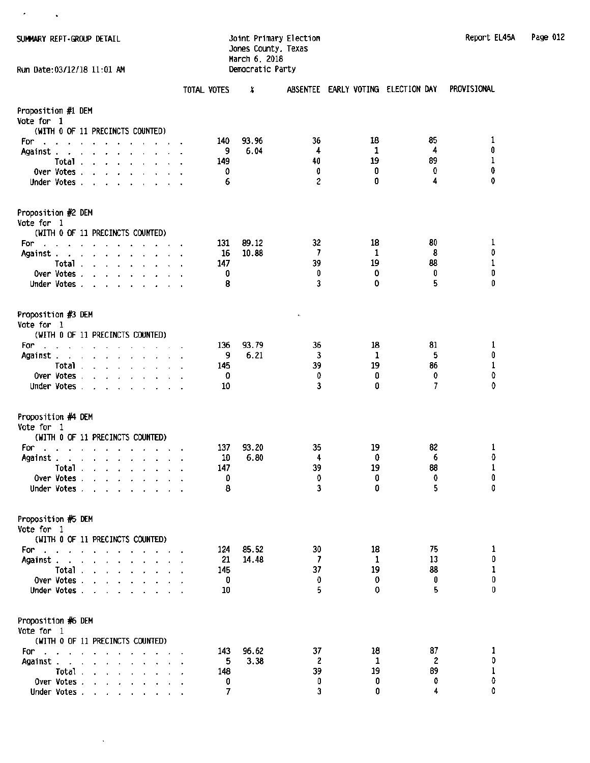SUMMARY REPT-GROUP DETAIL

Joint Primary Election
Jones County, Texas
March 6, 2018
Democratic Party

Report EL45A

Run Date:03/12/18 11:01 AM

## Proposition #1 DEM
Vote for 1
(WITH 0 OF 11 PRECINCTS COUNTED)

| | TOTAL VOTES | % | ABSENTEE | EARLY VOTING | ELECTION DAY | PROVISIONAL |
|---|---|---|---|---|---|---|
| For | 140 | 93.96 | 36 | 18 | 85 | 1 |
| Against | 9 | 6.04 | 4 | 1 | 4 | 0 |
| Total | 149 | | 40 | 19 | 89 | 1 |
| Over Votes | 0 | | 0 | 0 | 0 | 0 |
| Under Votes | 6 | | 2 | 0 | 4 | 0 |

## Proposition #2 DEM
Vote for 1
(WITH 0 OF 11 PRECINCTS COUNTED)

| | TOTAL VOTES | % | ABSENTEE | EARLY VOTING | ELECTION DAY | PROVISIONAL |
|---|---|---|---|---|---|---|
| For | 131 | 89.12 | 32 | 18 | 80 | 1 |
| Against | 16 | 10.88 | 7 | 1 | 8 | 0 |
| Total | 147 | | 39 | 19 | 88 | 1 |
| Over Votes | 0 | | 0 | 0 | 0 | 0 |
| Under Votes | 8 | | 3 | 0 | 5 | 0 |

## Proposition #3 DEM
Vote for 1
(WITH 0 OF 11 PRECINCTS COUNTED)

| | TOTAL VOTES | % | ABSENTEE | EARLY VOTING | ELECTION DAY | PROVISIONAL |
|---|---|---|---|---|---|---|
| For | 136 | 93.79 | 36 | 18 | 81 | 1 |
| Against | 9 | 6.21 | 3 | 1 | 5 | 0 |
| Total | 145 | | 39 | 19 | 86 | 1 |
| Over Votes | 0 | | 0 | 0 | 0 | 0 |
| Under Votes | 10 | | 3 | 0 | 7 | 0 |

## Proposition #4 DEM
Vote for 1
(WITH 0 OF 11 PRECINCTS COUNTED)

| | TOTAL VOTES | % | ABSENTEE | EARLY VOTING | ELECTION DAY | PROVISIONAL |
|---|---|---|---|---|---|---|
| For | 137 | 93.20 | 35 | 19 | 82 | 1 |
| Against | 10 | 6.80 | 4 | 0 | 6 | 0 |
| Total | 147 | | 39 | 19 | 88 | 1 |
| Over Votes | 0 | | 0 | 0 | 0 | 0 |
| Under Votes | 8 | | 3 | 0 | 5 | 0 |

## Proposition #5 DEM
Vote for 1
(WITH 0 OF 11 PRECINCTS COUNTED)

| | TOTAL VOTES | % | ABSENTEE | EARLY VOTING | ELECTION DAY | PROVISIONAL |
|---|---|---|---|---|---|---|
| For | 124 | 85.52 | 30 | 18 | 75 | 1 |
| Against | 21 | 14.48 | 7 | 1 | 13 | 0 |
| Total | 145 | | 37 | 19 | 88 | 1 |
| Over Votes | 0 | | 0 | 0 | 0 | 0 |
| Under Votes | 10 | | 5 | 0 | 5 | 0 |

## Proposition #6 DEM
Vote for 1
(WITH 0 OF 11 PRECINCTS COUNTED)

| | TOTAL VOTES | % | ABSENTEE | EARLY VOTING | ELECTION DAY | PROVISIONAL |
|---|---|---|---|---|---|---|
| For | 143 | 96.62 | 37 | 18 | 87 | 1 |
| Against | 5 | 3.38 | 2 | 1 | 2 | 0 |
| Total | 148 | | 39 | 19 | 89 | 1 |
| Over Votes | 0 | | 0 | 0 | 0 | 0 |
| Under Votes | 7 | | 3 | 0 | 4 | 0 |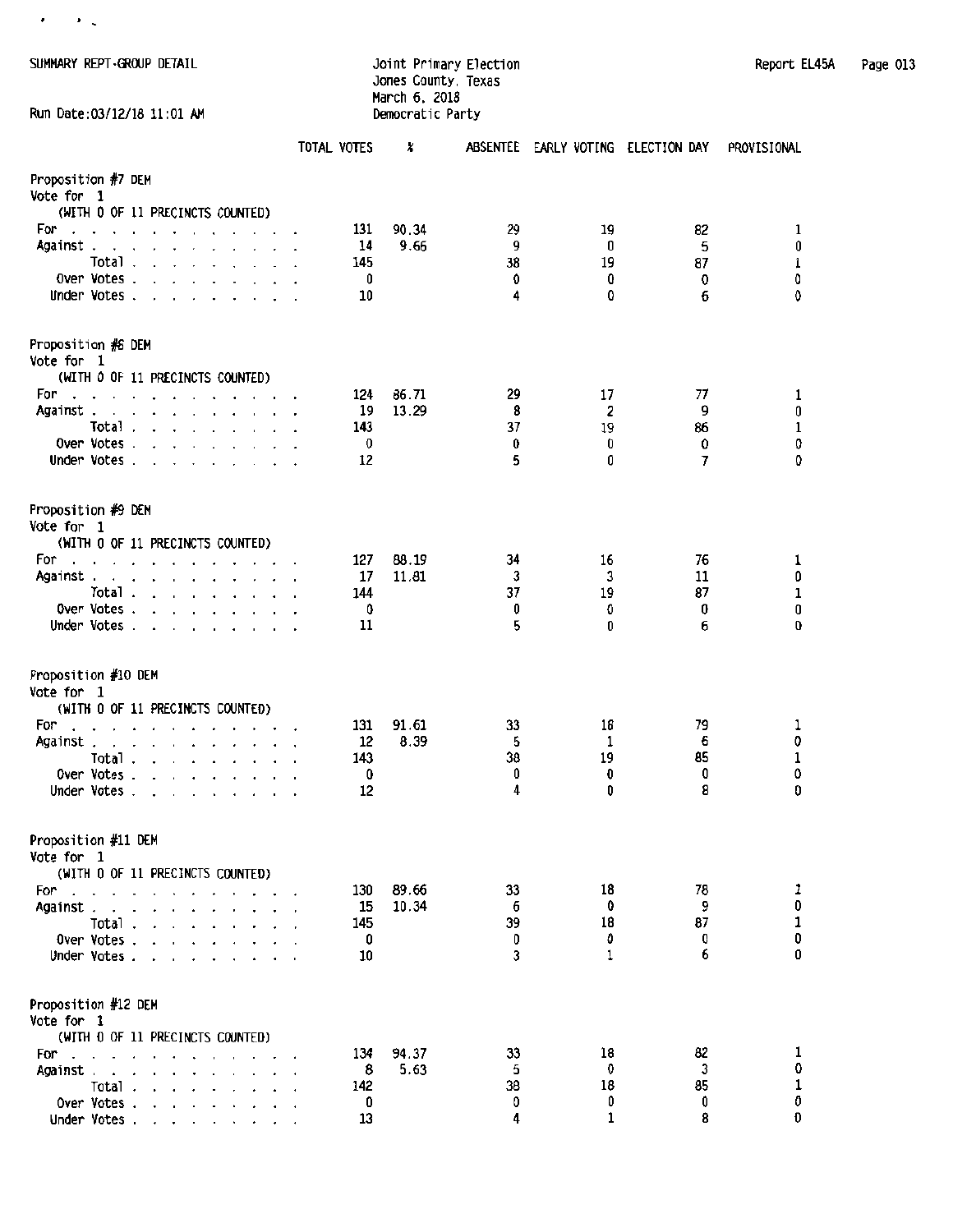SUMMARY REPT-GROUP DETAIL

Run Date:03/12/18 11:01 AM

Joint Primary Election
Jones County, Texas
March 6, 2018
Democratic Party

Report EL45A

| | TOTAL VOTES | % | ABSENTEE | EARLY VOTING | ELECTION DAY | PROVISIONAL |
|---|---|---|---|---|---|---|
| **Proposition #7 DEM** | | | | | | |
| Vote for 1 | | | | | | |
| (WITH 0 OF 11 PRECINCTS COUNTED) | | | | | | |
| For | 131 | 90.34 | 29 | 19 | 82 | 1 |
| Against | 14 | 9.66 | 9 | 0 | 5 | 0 |
| Total | 145 | | 38 | 19 | 87 | 1 |
| Over Votes | 0 | | 0 | 0 | 0 | 0 |
| Under Votes | 10 | | 4 | 0 | 6 | 0 |
| **Proposition #8 DEM** | | | | | | |
| Vote for 1 | | | | | | |
| (WITH 0 OF 11 PRECINCTS COUNTED) | | | | | | |
| For | 124 | 86.71 | 29 | 17 | 77 | 1 |
| Against | 19 | 13.29 | 8 | 2 | 9 | 0 |
| Total | 143 | | 37 | 19 | 86 | 1 |
| Over Votes | 0 | | 0 | 0 | 0 | 0 |
| Under Votes | 12 | | 5 | 0 | 7 | 0 |
| **Proposition #9 DEM** | | | | | | |
| Vote for 1 | | | | | | |
| (WITH 0 OF 11 PRECINCTS COUNTED) | | | | | | |
| For | 127 | 88.19 | 34 | 16 | 76 | 1 |
| Against | 17 | 11.81 | 3 | 3 | 11 | 0 |
| Total | 144 | | 37 | 19 | 87 | 1 |
| Over Votes | 0 | | 0 | 0 | 0 | 0 |
| Under Votes | 11 | | 5 | 0 | 6 | 0 |
| **Proposition #10 DEM** | | | | | | |
| Vote for 1 | | | | | | |
| (WITH 0 OF 11 PRECINCTS COUNTED) | | | | | | |
| For | 131 | 91.61 | 33 | 18 | 79 | 1 |
| Against | 12 | 8.39 | 5 | 1 | 6 | 0 |
| Total | 143 | | 38 | 19 | 85 | 1 |
| Over Votes | 0 | | 0 | 0 | 0 | 0 |
| Under Votes | 12 | | 4 | 0 | 8 | 0 |
| **Proposition #11 DEM** | | | | | | |
| Vote for 1 | | | | | | |
| (WITH 0 OF 11 PRECINCTS COUNTED) | | | | | | |
| For | 130 | 89.66 | 33 | 18 | 78 | 1 |
| Against | 15 | 10.34 | 6 | 0 | 9 | 0 |
| Total | 145 | | 39 | 18 | 87 | 1 |
| Over Votes | 0 | | 0 | 0 | 0 | 0 |
| Under Votes | 10 | | 3 | 1 | 6 | 0 |
| **Proposition #12 DEM** | | | | | | |
| Vote for 1 | | | | | | |
| (WITH 0 OF 11 PRECINCTS COUNTED) | | | | | | |
| For | 134 | 94.37 | 33 | 18 | 82 | 1 |
| Against | 8 | 5.63 | 5 | 0 | 3 | 0 |
| Total | 142 | | 38 | 18 | 85 | 1 |
| Over Votes | 0 | | 0 | 0 | 0 | 0 |
| Under Votes | 13 | | 4 | 1 | 8 | 0 |